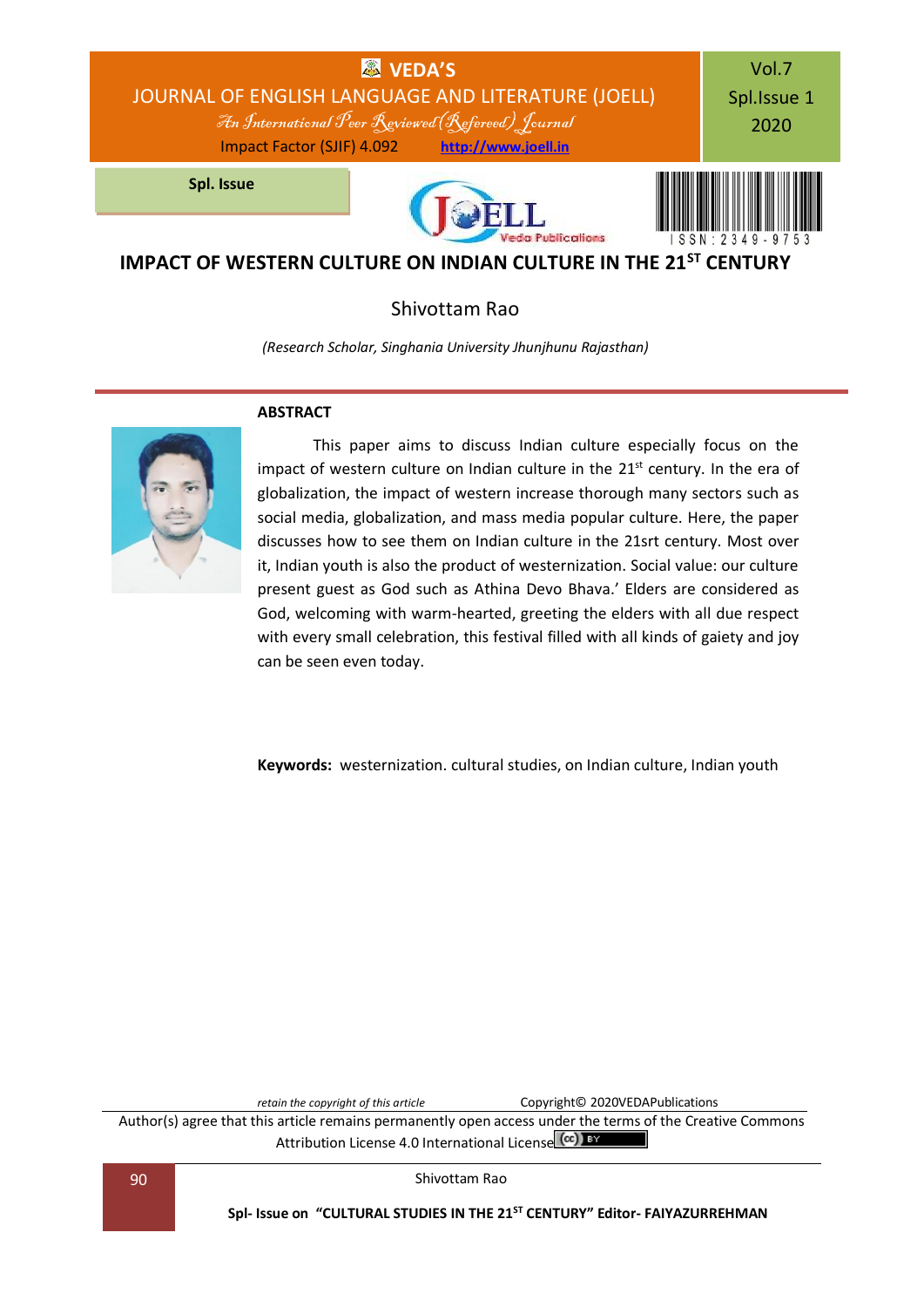# IMPACT OF WESTERN CULTURE ON INDIAN CULTURE IN THE 21ST CENTURY

Shivottam Rao

*(Research Scholar, Singhania University Jhunjhunu Rajasthan)*

## ABSTRACT

This paper aims to discuss Indian culture especially focus on the impact of western culture on Indian culture in the 21st century. In the era of globalization, the impact of western increase thorough many sectors such as social media, globalization, and mass media popular culture. Here, the paper discusses how to see them on Indian culture in the 21srt century. Most over it, Indian youth is also the product of westernization. Social value: our culture present guest as God such as Athina Devo Bhava.' Elders are considered as God, welcoming with warm-hearted, greeting the elders with all due respect with every small celebration, this festival filled with all kinds of gaiety and joy can be seen even today.

**Keywords:** westernization. cultural studies, on Indian culture, Indian youth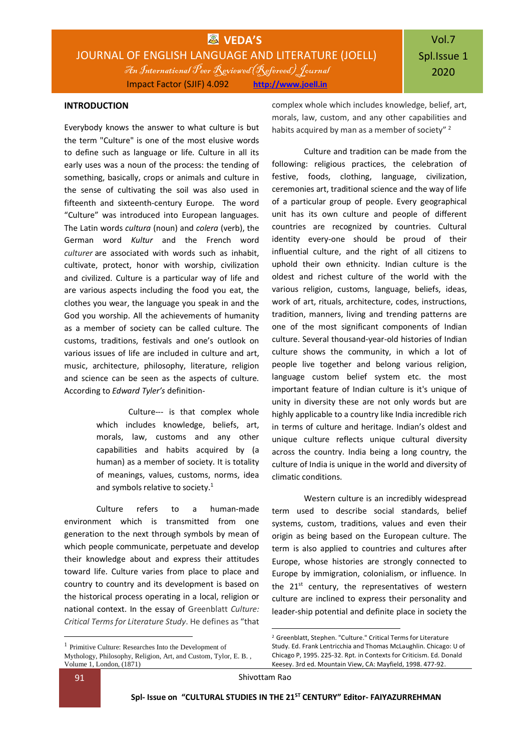## INTRODUCTION

Everybody knows the answer to what culture is but the term "Culture" is one of the most elusive words to define such as language or life. Culture in all its early uses was a noun of the process: the tending of something, basically, crops or animals and culture in the sense of cultivating the soil was also used in fifteenth and sixteenth-century Europe. The word "Culture" was introduced into European languages. The Latin words *cultura* (noun) and *colera* (verb), the German word *Kultur* and the French word *culturer* are associated with words such as inhabit, cultivate, protect, honor with worship, civilization and civilized. Culture is a particular way of life and are various aspects including the food you eat, the clothes you wear, the language you speak in and the God you worship. All the achievements of humanity as a member of society can be called culture. The customs, traditions, festivals and one's outlook on various issues of life are included in culture and art, music, architecture, philosophy, literature, religion and science can be seen as the aspects of culture. According to *Edward Tyler's* definition-

> Culture--- is that complex whole which includes knowledge, beliefs, art, morals, law, customs and any other capabilities and habits acquired by (a human) as a member of society. It is totality of meanings, values, customs, norms, idea and symbols relative to society.[1]

Culture refers to a human-made environment which is transmitted from one generation to the next through symbols by mean of which people communicate, perpetuate and develop their knowledge about and express their attitudes toward life. Culture varies from place to place and country to country and its development is based on the historical process operating in a local, religion or national context. In the essay of Greenblatt *Culture: Critical Terms for Literature Study*. He defines as "that complex whole which includes knowledge, belief, art, morals, law, custom, and any other capabilities and habits acquired by man as a member of society" [2]

Culture and tradition can be made from the following: religious practices, the celebration of festive, foods, clothing, language, civilization, ceremonies art, traditional science and the way of life of a particular group of people. Every geographical unit has its own culture and people of different countries are recognized by countries. Cultural identity every-one should be proud of their influential culture, and the right of all citizens to uphold their own ethnicity. Indian culture is the oldest and richest culture of the world with the various religion, customs, language, beliefs, ideas, work of art, rituals, architecture, codes, instructions, tradition, manners, living and trending patterns are one of the most significant components of Indian culture. Several thousand-year-old histories of Indian culture shows the community, in which a lot of people live together and belong various religion, language custom belief system etc. the most important feature of Indian culture is it's unique of unity in diversity these are not only words but are highly applicable to a country like India incredible rich in terms of culture and heritage. Indian's oldest and unique culture reflects unique cultural diversity across the country. India being a long country, the culture of India is unique in the world and diversity of climatic conditions.

Western culture is an incredibly widespread term used to describe social standards, belief systems, custom, traditions, values and even their origin as being based on the European culture. The term is also applied to countries and cultures after Europe, whose histories are strongly connected to Europe by immigration, colonialism, or influence. In the 21$^{st}$ century, the representatives of western culture are inclined to express their personality and leader-ship potential and definite place in society the

---

[1] Primitive Culture: Researches Into the Development of Mythology, Philosophy, Religion, Art, and Custom, Tylor, E. B. , Volume 1, London, (1871)

[2] Greenblatt, Stephen. "Culture." Critical Terms for Literature Study. Ed. Frank Lentricchia and Thomas McLaughlin. Chicago: U of Chicago P, 1995. 225-32. Rpt. in Contexts for Criticism. Ed. Donald Keesey. 3rd ed. Mountain View, CA: Mayfield, 1998. 477-92.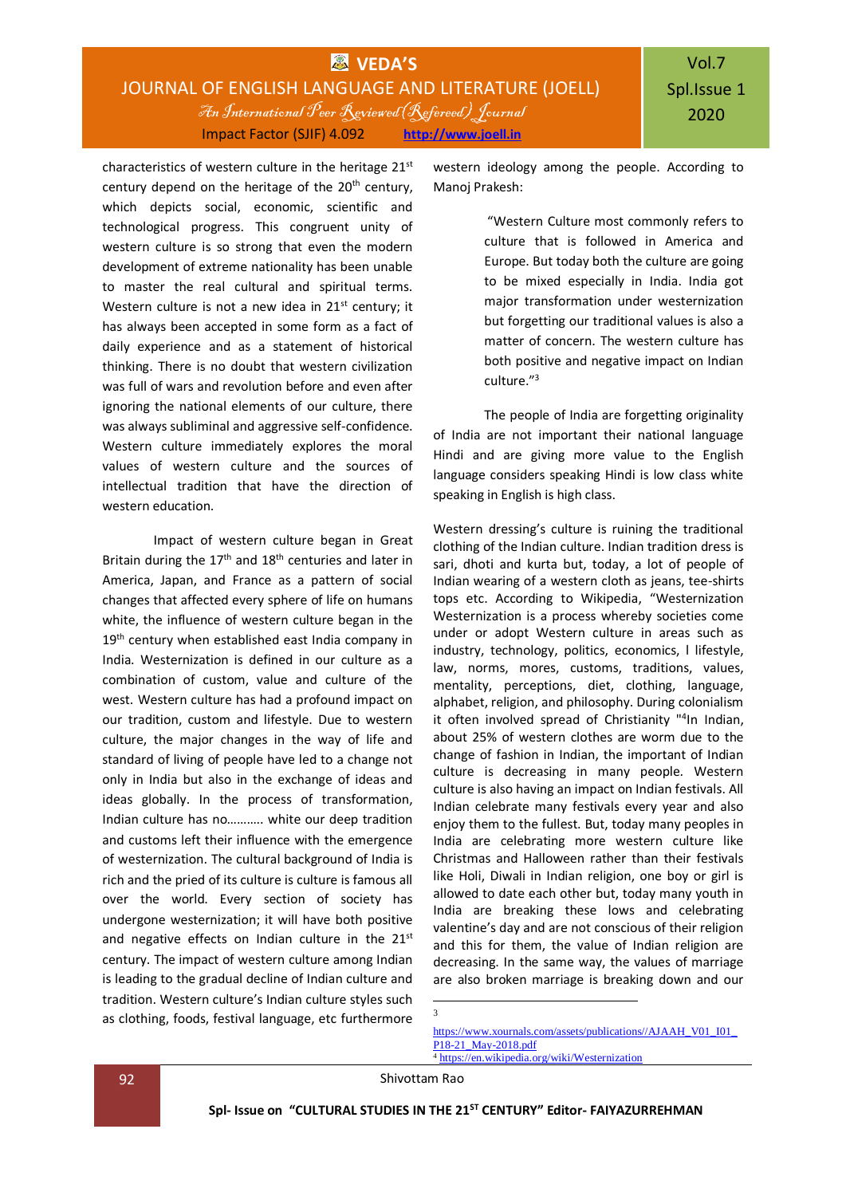characteristics of western culture in the heritage 21st century depend on the heritage of the 20th century, which depicts social, economic, scientific and technological progress. This congruent unity of western culture is so strong that even the modern development of extreme nationality has been unable to master the real cultural and spiritual terms. Western culture is not a new idea in 21st century; it has always been accepted in some form as a fact of daily experience and as a statement of historical thinking. There is no doubt that western civilization was full of wars and revolution before and even after ignoring the national elements of our culture, there was always subliminal and aggressive self-confidence. Western culture immediately explores the moral values of western culture and the sources of intellectual tradition that have the direction of western education.

Impact of western culture began in Great Britain during the 17th and 18th centuries and later in America, Japan, and France as a pattern of social changes that affected every sphere of life on humans white, the influence of western culture began in the 19th century when established east India company in India. Westernization is defined in our culture as a combination of custom, value and culture of the west. Western culture has had a profound impact on our tradition, custom and lifestyle. Due to western culture, the major changes in the way of life and standard of living of people have led to a change not only in India but also in the exchange of ideas and ideas globally. In the process of transformation, Indian culture has no……….. white our deep tradition and customs left their influence with the emergence of westernization. The cultural background of India is rich and the pried of its culture is culture is famous all over the world. Every section of society has undergone westernization; it will have both positive and negative effects on Indian culture in the 21st century. The impact of western culture among Indian is leading to the gradual decline of Indian culture and tradition. Western culture's Indian culture styles such as clothing, foods, festival language, etc furthermore western ideology among the people. According to Manoj Prakesh:

> "Western Culture most commonly refers to culture that is followed in America and Europe. But today both the culture are going to be mixed especially in India. India got major transformation under westernization but forgetting our traditional values is also a matter of concern. The western culture has both positive and negative impact on Indian culture."[3]

The people of India are forgetting originality of India are not important their national language Hindi and are giving more value to the English language considers speaking Hindi is low class white speaking in English is high class.

Western dressing's culture is ruining the traditional clothing of the Indian culture. Indian tradition dress is sari, dhoti and kurta but, today, a lot of people of Indian wearing of a western cloth as jeans, tee-shirts tops etc. According to Wikipedia, "Westernization Westernization is a process whereby societies come under or adopt Western culture in areas such as industry, technology, politics, economics, l lifestyle, law, norms, mores, customs, traditions, values, mentality, perceptions, diet, clothing, language, alphabet, religion, and philosophy. During colonialism it often involved spread of Christianity "[4]In Indian, about 25% of western clothes are worm due to the change of fashion in Indian, the important of Indian culture is decreasing in many people. Western culture is also having an impact on Indian festivals. All Indian celebrate many festivals every year and also enjoy them to the fullest. But, today many peoples in India are celebrating more western culture like Christmas and Halloween rather than their festivals like Holi, Diwali in Indian religion, one boy or girl is allowed to date each other but, today many youth in India are breaking these lows and celebrating valentine's day and are not conscious of their religion and this for them, the value of Indian religion are decreasing. In the same way, the values of marriage are also broken marriage is breaking down and our

---

[3] https://www.xournals.com/assets/publications//AJAAH_V01_I01_P18-21_May-2018.pdf

[4] https://en.wikipedia.org/wiki/Westernization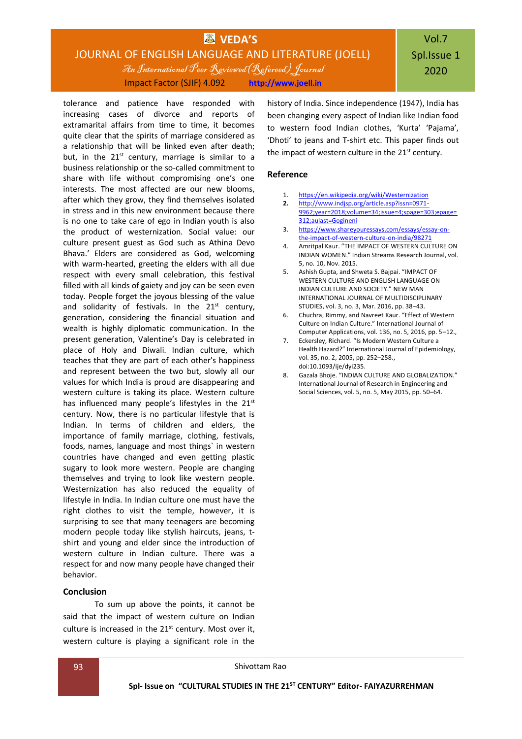tolerance and patience have responded with increasing cases of divorce and reports of extramarital affairs from time to time, it becomes quite clear that the spirits of marriage considered as a relationship that will be linked even after death; but, in the 21st century, marriage is similar to a business relationship or the so-called commitment to share with life without compromising one's one interests. The most affected are our new blooms, after which they grow, they find themselves isolated in stress and in this new environment because there is no one to take care of ego in Indian youth is also the product of westernization. Social value: our culture present guest as God such as Athina Devo Bhava.' Elders are considered as God, welcoming with warm-hearted, greeting the elders with all due respect with every small celebration, this festival filled with all kinds of gaiety and joy can be seen even today. People forget the joyous blessing of the value and solidarity of festivals. In the 21st century, generation, considering the financial situation and wealth is highly diplomatic communication. In the present generation, Valentine's Day is celebrated in place of Holy and Diwali. Indian culture, which teaches that they are part of each other's happiness and represent between the two but, slowly all our values for which India is proud are disappearing and western culture is taking its place. Western culture has influenced many people's lifestyles in the 21st century. Now, there is no particular lifestyle that is Indian. In terms of children and elders, the importance of family marriage, clothing, festivals, foods, names, language and most things` in western countries have changed and even getting plastic sugary to look more western. People are changing themselves and trying to look like western people. Westernization has also reduced the equality of lifestyle in India. In Indian culture one must have the right clothes to visit the temple, however, it is surprising to see that many teenagers are becoming modern people today like stylish haircuts, jeans, t-shirt and young and elder since the introduction of western culture in Indian culture. There was a respect for and now many people have changed their behavior.

## Conclusion

To sum up above the points, it cannot be said that the impact of western culture on Indian culture is increased in the 21st century. Most over it, western culture is playing a significant role in the history of India. Since independence (1947), India has been changing every aspect of Indian like Indian food to western food Indian clothes, 'Kurta' 'Pajama', 'Dhoti' to jeans and T-shirt etc. This paper finds out the impact of western culture in the 21st century.

## Reference

1. https://en.wikipedia.org/wiki/Westernization
2. http://www.indjsp.org/article.asp?issn=0971-9962;year=2018;volume=34;issue=4;spage=303;epage=312;aulast=Gogineni
3. https://www.shareyouressays.com/essays/essay-on-the-impact-of-western-culture-on-india/98271
4. Amritpal Kaur. "THE IMPACT OF WESTERN CULTURE ON INDIAN WOMEN." Indian Streams Research Journal, vol. 5, no. 10, Nov. 2015.
5. Ashish Gupta, and Shweta S. Bajpai. "IMPACT OF WESTERN CULTURE AND ENGLISH LANGUAGE ON INDIAN CULTURE AND SOCIETY." NEW MAN INTERNATIONAL JOURNAL OF MULTIDISCIPLINARY STUDIES, vol. 3, no. 3, Mar. 2016, pp. 38–43.
6. Chuchra, Rimmy, and Navreet Kaur. "Effect of Western Culture on Indian Culture." International Journal of Computer Applications, vol. 136, no. 5, 2016, pp. 5–12.,
7. Eckersley, Richard. "Is Modern Western Culture a Health Hazard?" International Journal of Epidemiology, vol. 35, no. 2, 2005, pp. 252–258., doi:10.1093/ije/dyi235.
8. Gazala Bhoje. "INDIAN CULTURE AND GLOBALIZATION." International Journal of Research in Engineering and Social Sciences, vol. 5, no. 5, May 2015, pp. 50–64.